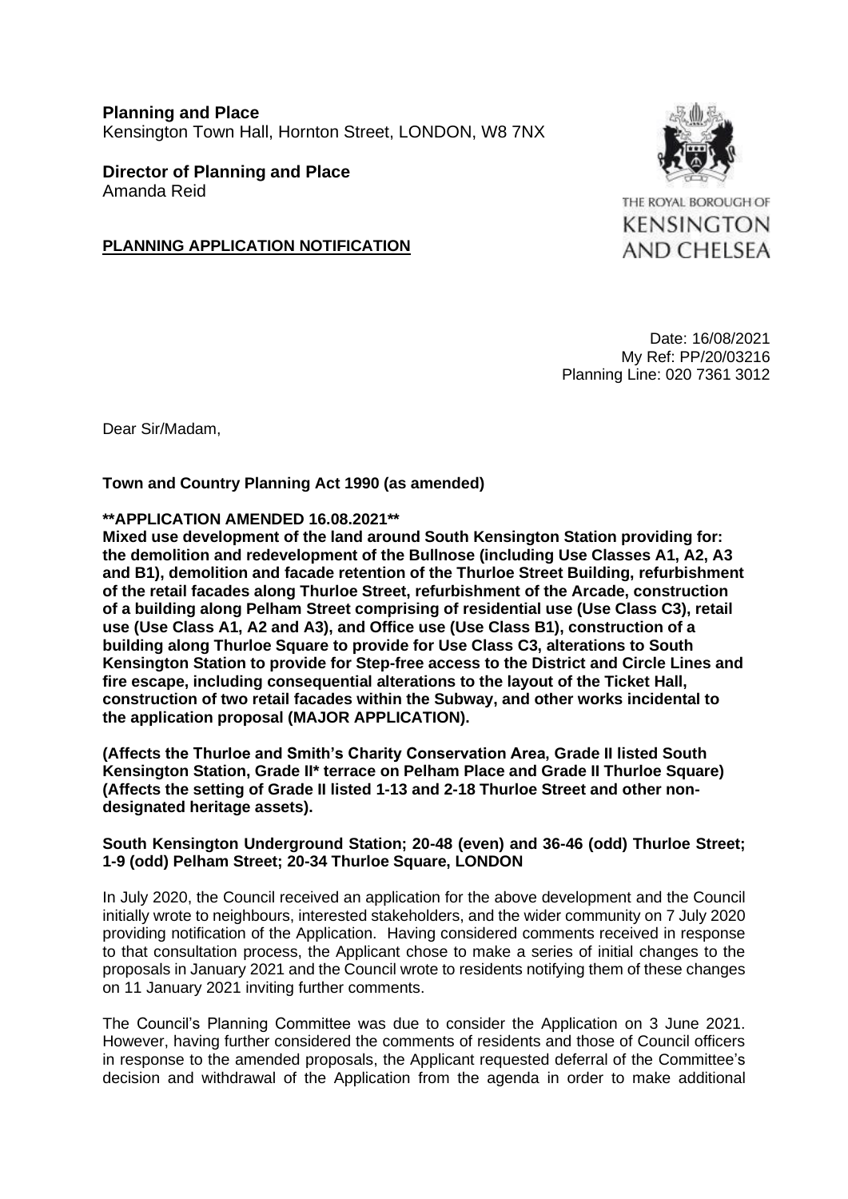**Planning and Place**
Kensington Town Hall, Hornton Street, LONDON, W8 7NX

**Director of Planning and Place**
Amanda Reid

THE ROYAL BOROUGH OF KENSINGTON AND CHELSEA

**PLANNING APPLICATION NOTIFICATION**

Date: 16/08/2021
My Ref: PP/20/03216
Planning Line: 020 7361 3012

Dear Sir/Madam,

**Town and Country Planning Act 1990 (as amended)**

**\*\*APPLICATION AMENDED 16.08.2021\*\***
**Mixed use development of the land around South Kensington Station providing for: the demolition and redevelopment of the Bullnose (including Use Classes A1, A2, A3 and B1), demolition and facade retention of the Thurloe Street Building, refurbishment of the retail facades along Thurloe Street, refurbishment of the Arcade, construction of a building along Pelham Street comprising of residential use (Use Class C3), retail use (Use Class A1, A2 and A3), and Office use (Use Class B1), construction of a building along Thurloe Square to provide for Use Class C3, alterations to South Kensington Station to provide for Step-free access to the District and Circle Lines and fire escape, including consequential alterations to the layout of the Ticket Hall, construction of two retail facades within the Subway, and other works incidental to the application proposal (MAJOR APPLICATION).**

**(Affects the Thurloe and Smith's Charity Conservation Area, Grade II listed South Kensington Station, Grade II\* terrace on Pelham Place and Grade II Thurloe Square) (Affects the setting of Grade II listed 1-13 and 2-18 Thurloe Street and other non-designated heritage assets).**

**South Kensington Underground Station; 20-48 (even) and 36-46 (odd) Thurloe Street; 1-9 (odd) Pelham Street; 20-34 Thurloe Square, LONDON**

In July 2020, the Council received an application for the above development and the Council initially wrote to neighbours, interested stakeholders, and the wider community on 7 July 2020 providing notification of the Application. Having considered comments received in response to that consultation process, the Applicant chose to make a series of initial changes to the proposals in January 2021 and the Council wrote to residents notifying them of these changes on 11 January 2021 inviting further comments.

The Council's Planning Committee was due to consider the Application on 3 June 2021. However, having further considered the comments of residents and those of Council officers in response to the amended proposals, the Applicant requested deferral of the Committee's decision and withdrawal of the Application from the agenda in order to make additional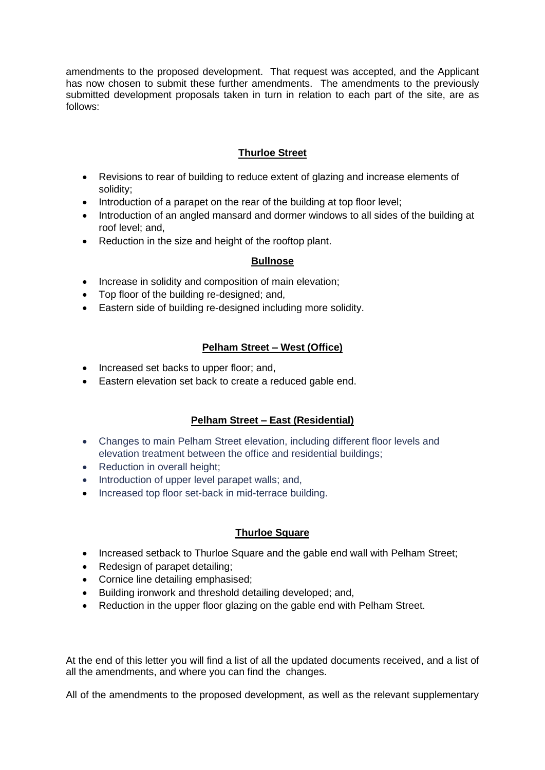amendments to the proposed development. That request was accepted, and the Applicant has now chosen to submit these further amendments. The amendments to the previously submitted development proposals taken in turn in relation to each part of the site, are as follows:

**Thurloe Street**

- Revisions to rear of building to reduce extent of glazing and increase elements of solidity;
- Introduction of a parapet on the rear of the building at top floor level;
- Introduction of an angled mansard and dormer windows to all sides of the building at roof level; and,
- Reduction in the size and height of the rooftop plant.

**Bullnose**

- Increase in solidity and composition of main elevation;
- Top floor of the building re-designed; and,
- Eastern side of building re-designed including more solidity.

**Pelham Street – West (Office)**

- Increased set backs to upper floor; and,
- Eastern elevation set back to create a reduced gable end.

**Pelham Street – East (Residential)**

- Changes to main Pelham Street elevation, including different floor levels and elevation treatment between the office and residential buildings;
- Reduction in overall height;
- Introduction of upper level parapet walls; and,
- Increased top floor set-back in mid-terrace building.

**Thurloe Square**

- Increased setback to Thurloe Square and the gable end wall with Pelham Street;
- Redesign of parapet detailing;
- Cornice line detailing emphasised;
- Building ironwork and threshold detailing developed; and,
- Reduction in the upper floor glazing on the gable end with Pelham Street.

At the end of this letter you will find a list of all the updated documents received, and a list of all the amendments, and where you can find the changes.

All of the amendments to the proposed development, as well as the relevant supplementary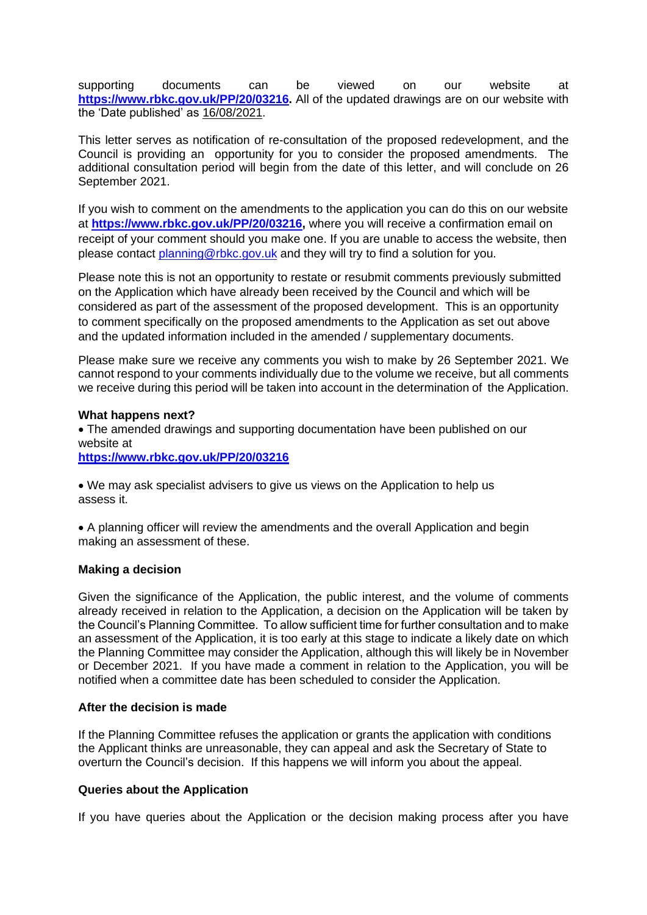supporting documents can be viewed on our website at **https://www.rbkc.gov.uk/PP/20/03216.** All of the updated drawings are on our website with the 'Date published' as 16/08/2021.

This letter serves as notification of re-consultation of the proposed redevelopment, and the Council is providing an opportunity for you to consider the proposed amendments. The additional consultation period will begin from the date of this letter, and will conclude on 26 September 2021.

If you wish to comment on the amendments to the application you can do this on our website at **https://www.rbkc.gov.uk/PP/20/03216,** where you will receive a confirmation email on receipt of your comment should you make one. If you are unable to access the website, then please contact planning@rbkc.gov.uk and they will try to find a solution for you.

Please note this is not an opportunity to restate or resubmit comments previously submitted on the Application which have already been received by the Council and which will be considered as part of the assessment of the proposed development. This is an opportunity to comment specifically on the proposed amendments to the Application as set out above and the updated information included in the amended / supplementary documents.

Please make sure we receive any comments you wish to make by 26 September 2021. We cannot respond to your comments individually due to the volume we receive, but all comments we receive during this period will be taken into account in the determination of the Application.

**What happens next?**

- The amended drawings and supporting documentation have been published on our website at **https://www.rbkc.gov.uk/PP/20/03216**
- We may ask specialist advisers to give us views on the Application to help us assess it.
- A planning officer will review the amendments and the overall Application and begin making an assessment of these.

**Making a decision**

Given the significance of the Application, the public interest, and the volume of comments already received in relation to the Application, a decision on the Application will be taken by the Council's Planning Committee. To allow sufficient time for further consultation and to make an assessment of the Application, it is too early at this stage to indicate a likely date on which the Planning Committee may consider the Application, although this will likely be in November or December 2021. If you have made a comment in relation to the Application, you will be notified when a committee date has been scheduled to consider the Application.

**After the decision is made**

If the Planning Committee refuses the application or grants the application with conditions the Applicant thinks are unreasonable, they can appeal and ask the Secretary of State to overturn the Council's decision. If this happens we will inform you about the appeal.

**Queries about the Application**

If you have queries about the Application or the decision making process after you have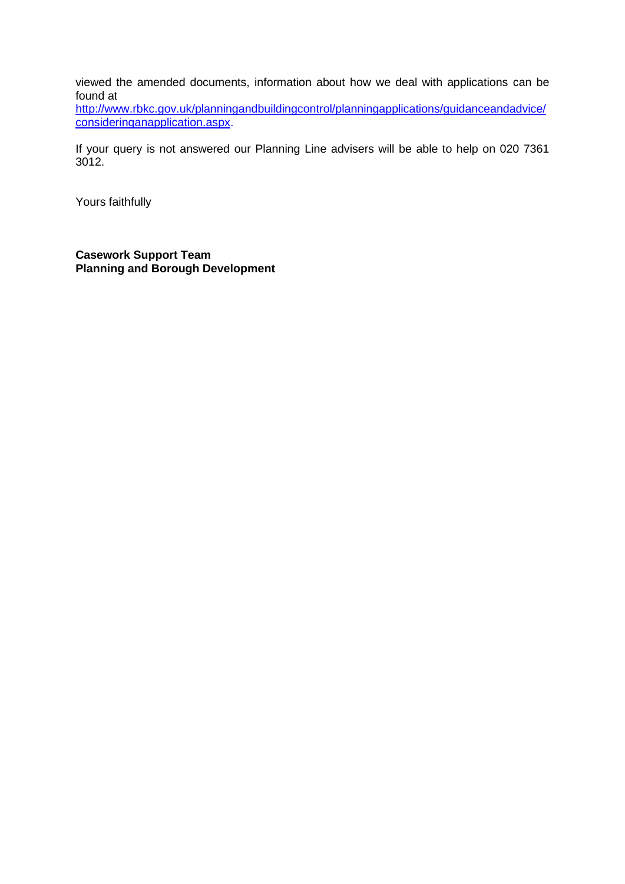viewed the amended documents, information about how we deal with applications can be found at [http://www.rbkc.gov.uk/planningandbuildingcontrol/planningapplications/guidanceandadvice/consideringanapplication.aspx](http://www.rbkc.gov.uk/planningandbuildingcontrol/planningapplications/guidanceandadvice/consideringanapplication.aspx).

If your query is not answered our Planning Line advisers will be able to help on 020 7361 3012.

Yours faithfully

**Casework Support Team**
**Planning and Borough Development**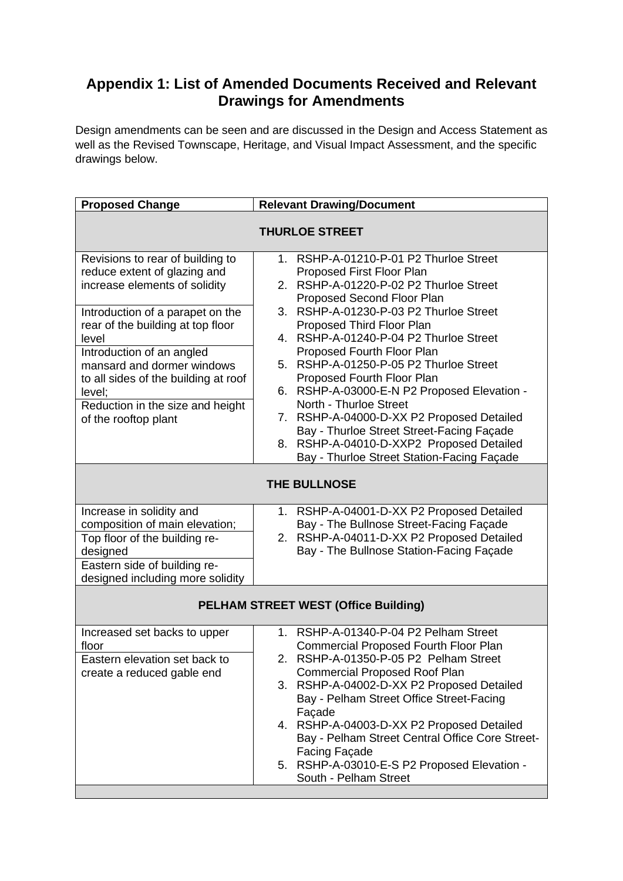## Appendix 1: List of Amended Documents Received and Relevant Drawings for Amendments

Design amendments can be seen and are discussed in the Design and Access Statement as well as the Revised Townscape, Heritage, and Visual Impact Assessment, and the specific drawings below.

| Proposed Change | Relevant Drawing/Document |
|---|---|
| **THURLOE STREET** | |
| Revisions to rear of building to reduce extent of glazing and increase elements of solidity<br>Introduction of a parapet on the rear of the building at top floor level<br>Introduction of an angled mansard and dormer windows to all sides of the building at roof level;<br>Reduction in the size and height of the rooftop plant | 1. RSHP-A-01210-P-01 P2 Thurloe Street Proposed First Floor Plan<br>2. RSHP-A-01220-P-02 P2 Thurloe Street Proposed Second Floor Plan<br>3. RSHP-A-01230-P-03 P2 Thurloe Street Proposed Third Floor Plan<br>4. RSHP-A-01240-P-04 P2 Thurloe Street Proposed Fourth Floor Plan<br>5. RSHP-A-01250-P-05 P2 Thurloe Street Proposed Fourth Floor Plan<br>6. RSHP-A-03000-E-N P2 Proposed Elevation - North - Thurloe Street<br>7. RSHP-A-04000-D-XX P2 Proposed Detailed Bay - Thurloe Street Street-Facing Façade<br>8. RSHP-A-04010-D-XXP2 Proposed Detailed Bay - Thurloe Street Station-Facing Façade |
| **THE BULLNOSE** | |
| Increase in solidity and composition of main elevation;<br>Top floor of the building re-designed<br>Eastern side of building re-designed including more solidity | 1. RSHP-A-04001-D-XX P2 Proposed Detailed Bay - The Bullnose Street-Facing Façade<br>2. RSHP-A-04011-D-XX P2 Proposed Detailed Bay - The Bullnose Station-Facing Façade |
| **PELHAM STREET WEST (Office Building)** | |
| Increased set backs to upper floor<br>Eastern elevation set back to create a reduced gable end | 1. RSHP-A-01340-P-04 P2 Pelham Street Commercial Proposed Fourth Floor Plan<br>2. RSHP-A-01350-P-05 P2 Pelham Street Commercial Proposed Roof Plan<br>3. RSHP-A-04002-D-XX P2 Proposed Detailed Bay - Pelham Street Office Street-Facing Façade<br>4. RSHP-A-04003-D-XX P2 Proposed Detailed Bay - Pelham Street Central Office Core Street-Facing Façade<br>5. RSHP-A-03010-E-S P2 Proposed Elevation - South - Pelham Street |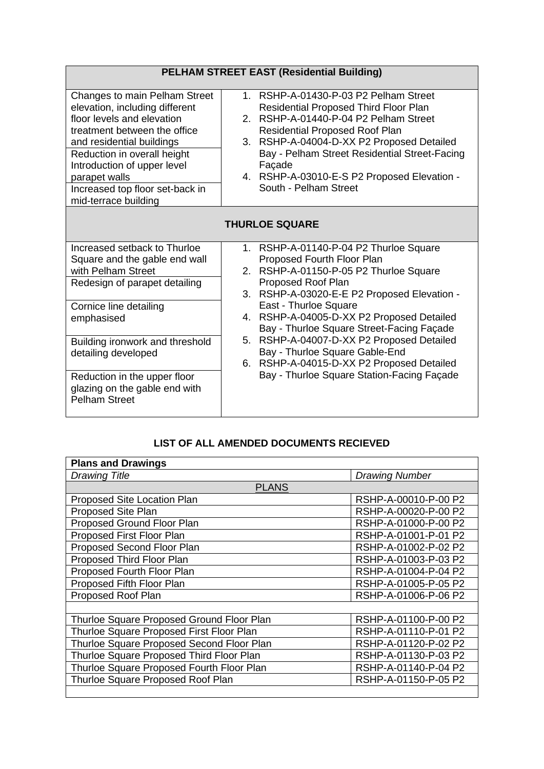| PELHAM STREET EAST (Residential Building) | |
|---|---|
| Changes to main Pelham Street elevation, including different floor levels and elevation treatment between the office and residential buildings | 1. RSHP-A-01430-P-03 P2 Pelham Street Residential Proposed Third Floor Plan<br>2. RSHP-A-01440-P-04 P2 Pelham Street Residential Proposed Roof Plan<br>3. RSHP-A-04004-D-XX P2 Proposed Detailed Bay - Pelham Street Residential Street-Facing Façade<br>4. RSHP-A-03010-E-S P2 Proposed Elevation - South - Pelham Street |
| Reduction in overall height Introduction of upper level parapet walls | |
| Increased top floor set-back in mid-terrace building | |
| **THURLOE SQUARE** | |
| Increased setback to Thurloe Square and the gable end wall with Pelham Street | 1. RSHP-A-01140-P-04 P2 Thurloe Square Proposed Fourth Floor Plan<br>2. RSHP-A-01150-P-05 P2 Thurloe Square Proposed Roof Plan<br>3. RSHP-A-03020-E-E P2 Proposed Elevation - East - Thurloe Square<br>4. RSHP-A-04005-D-XX P2 Proposed Detailed Bay - Thurloe Square Street-Facing Façade<br>5. RSHP-A-04007-D-XX P2 Proposed Detailed Bay - Thurloe Square Gable-End<br>6. RSHP-A-04015-D-XX P2 Proposed Detailed Bay - Thurloe Square Station-Facing Façade |
| Redesign of parapet detailing | |
| Cornice line detailing emphasised | |
| Building ironwork and threshold detailing developed | |
| Reduction in the upper floor glazing on the gable end with Pelham Street | |

## LIST OF ALL AMENDED DOCUMENTS RECIEVED

| **Plans and Drawings** | |
|---|---|
| *Drawing Title* | *Drawing Number* |
| PLANS | |
| Proposed Site Location Plan | RSHP-A-00010-P-00 P2 |
| Proposed Site Plan | RSHP-A-00020-P-00 P2 |
| Proposed Ground Floor Plan | RSHP-A-01000-P-00 P2 |
| Proposed First Floor Plan | RSHP-A-01001-P-01 P2 |
| Proposed Second Floor Plan | RSHP-A-01002-P-02 P2 |
| Proposed Third Floor Plan | RSHP-A-01003-P-03 P2 |
| Proposed Fourth Floor Plan | RSHP-A-01004-P-04 P2 |
| Proposed Fifth Floor Plan | RSHP-A-01005-P-05 P2 |
| Proposed Roof Plan | RSHP-A-01006-P-06 P2 |
| | |
| Thurloe Square Proposed Ground Floor Plan | RSHP-A-01100-P-00 P2 |
| Thurloe Square Proposed First Floor Plan | RSHP-A-01110-P-01 P2 |
| Thurloe Square Proposed Second Floor Plan | RSHP-A-01120-P-02 P2 |
| Thurloe Square Proposed Third Floor Plan | RSHP-A-01130-P-03 P2 |
| Thurloe Square Proposed Fourth Floor Plan | RSHP-A-01140-P-04 P2 |
| Thurloe Square Proposed Roof Plan | RSHP-A-01150-P-05 P2 |
| | |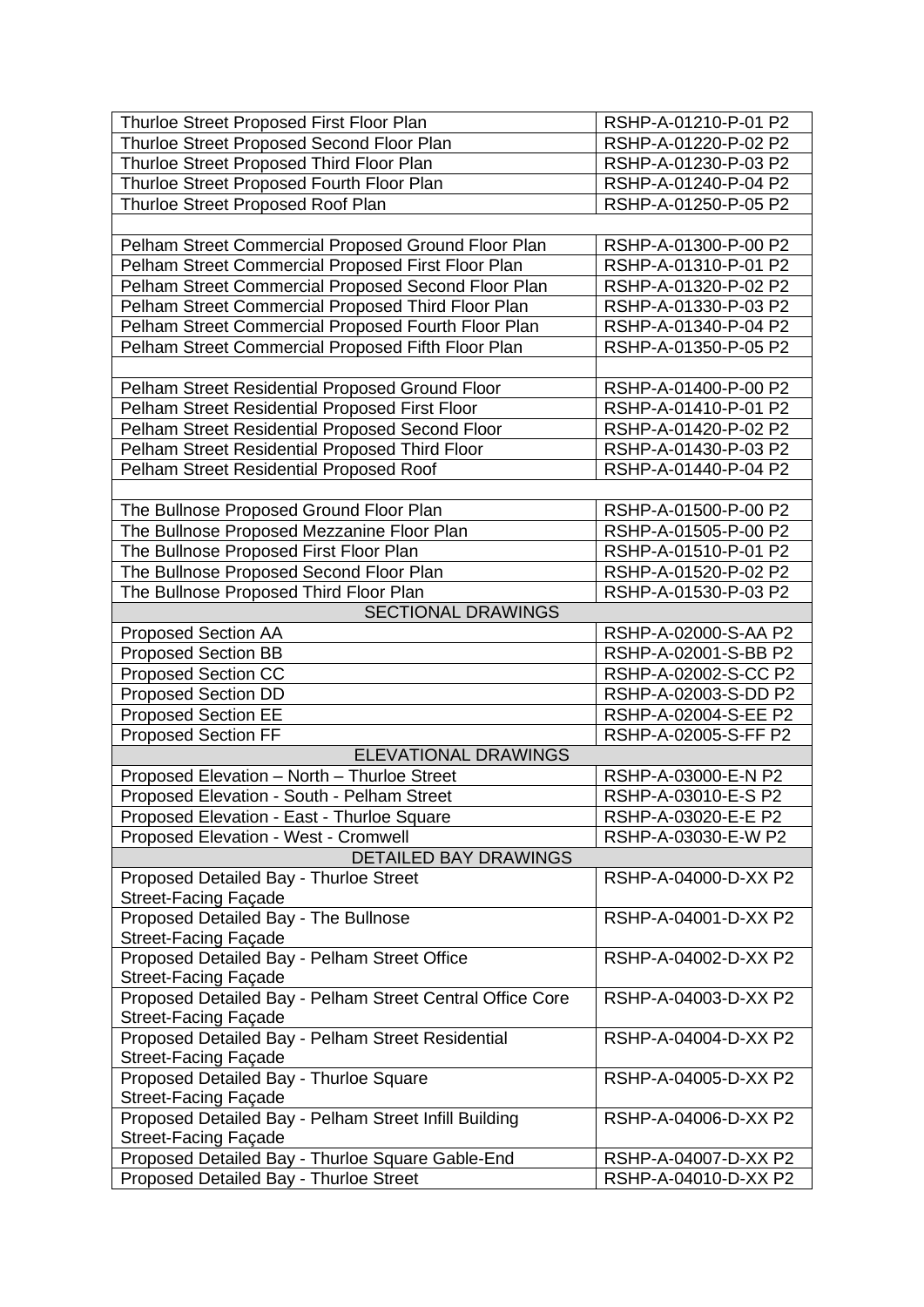| | |
|---|---|
| Thurloe Street Proposed First Floor Plan | RSHP-A-01210-P-01 P2 |
| Thurloe Street Proposed Second Floor Plan | RSHP-A-01220-P-02 P2 |
| Thurloe Street Proposed Third Floor Plan | RSHP-A-01230-P-03 P2 |
| Thurloe Street Proposed Fourth Floor Plan | RSHP-A-01240-P-04 P2 |
| Thurloe Street Proposed Roof Plan | RSHP-A-01250-P-05 P2 |
| | |
| Pelham Street Commercial Proposed Ground Floor Plan | RSHP-A-01300-P-00 P2 |
| Pelham Street Commercial Proposed First Floor Plan | RSHP-A-01310-P-01 P2 |
| Pelham Street Commercial Proposed Second Floor Plan | RSHP-A-01320-P-02 P2 |
| Pelham Street Commercial Proposed Third Floor Plan | RSHP-A-01330-P-03 P2 |
| Pelham Street Commercial Proposed Fourth Floor Plan | RSHP-A-01340-P-04 P2 |
| Pelham Street Commercial Proposed Fifth Floor Plan | RSHP-A-01350-P-05 P2 |
| | |
| Pelham Street Residential Proposed Ground Floor | RSHP-A-01400-P-00 P2 |
| Pelham Street Residential Proposed First Floor | RSHP-A-01410-P-01 P2 |
| Pelham Street Residential Proposed Second Floor | RSHP-A-01420-P-02 P2 |
| Pelham Street Residential Proposed Third Floor | RSHP-A-01430-P-03 P2 |
| Pelham Street Residential Proposed Roof | RSHP-A-01440-P-04 P2 |
| | |
| The Bullnose Proposed Ground Floor Plan | RSHP-A-01500-P-00 P2 |
| The Bullnose Proposed Mezzanine Floor Plan | RSHP-A-01505-P-00 P2 |
| The Bullnose Proposed First Floor Plan | RSHP-A-01510-P-01 P2 |
| The Bullnose Proposed Second Floor Plan | RSHP-A-01520-P-02 P2 |
| The Bullnose Proposed Third Floor Plan | RSHP-A-01530-P-03 P2 |
| **SECTIONAL DRAWINGS** | |
| Proposed Section AA | RSHP-A-02000-S-AA P2 |
| Proposed Section BB | RSHP-A-02001-S-BB P2 |
| Proposed Section CC | RSHP-A-02002-S-CC P2 |
| Proposed Section DD | RSHP-A-02003-S-DD P2 |
| Proposed Section EE | RSHP-A-02004-S-EE P2 |
| Proposed Section FF | RSHP-A-02005-S-FF P2 |
| **ELEVATIONAL DRAWINGS** | |
| Proposed Elevation – North – Thurloe Street | RSHP-A-03000-E-N P2 |
| Proposed Elevation - South - Pelham Street | RSHP-A-03010-E-S P2 |
| Proposed Elevation - East - Thurloe Square | RSHP-A-03020-E-E P2 |
| Proposed Elevation - West - Cromwell | RSHP-A-03030-E-W P2 |
| **DETAILED BAY DRAWINGS** | |
| Proposed Detailed Bay - Thurloe Street Street-Facing Façade | RSHP-A-04000-D-XX P2 |
| Proposed Detailed Bay - The Bullnose Street-Facing Façade | RSHP-A-04001-D-XX P2 |
| Proposed Detailed Bay - Pelham Street Office Street-Facing Façade | RSHP-A-04002-D-XX P2 |
| Proposed Detailed Bay - Pelham Street Central Office Core Street-Facing Façade | RSHP-A-04003-D-XX P2 |
| Proposed Detailed Bay - Pelham Street Residential Street-Facing Façade | RSHP-A-04004-D-XX P2 |
| Proposed Detailed Bay - Thurloe Square Street-Facing Façade | RSHP-A-04005-D-XX P2 |
| Proposed Detailed Bay - Pelham Street Infill Building Street-Facing Façade | RSHP-A-04006-D-XX P2 |
| Proposed Detailed Bay - Thurloe Square Gable-End | RSHP-A-04007-D-XX P2 |
| Proposed Detailed Bay - Thurloe Street | RSHP-A-04010-D-XX P2 |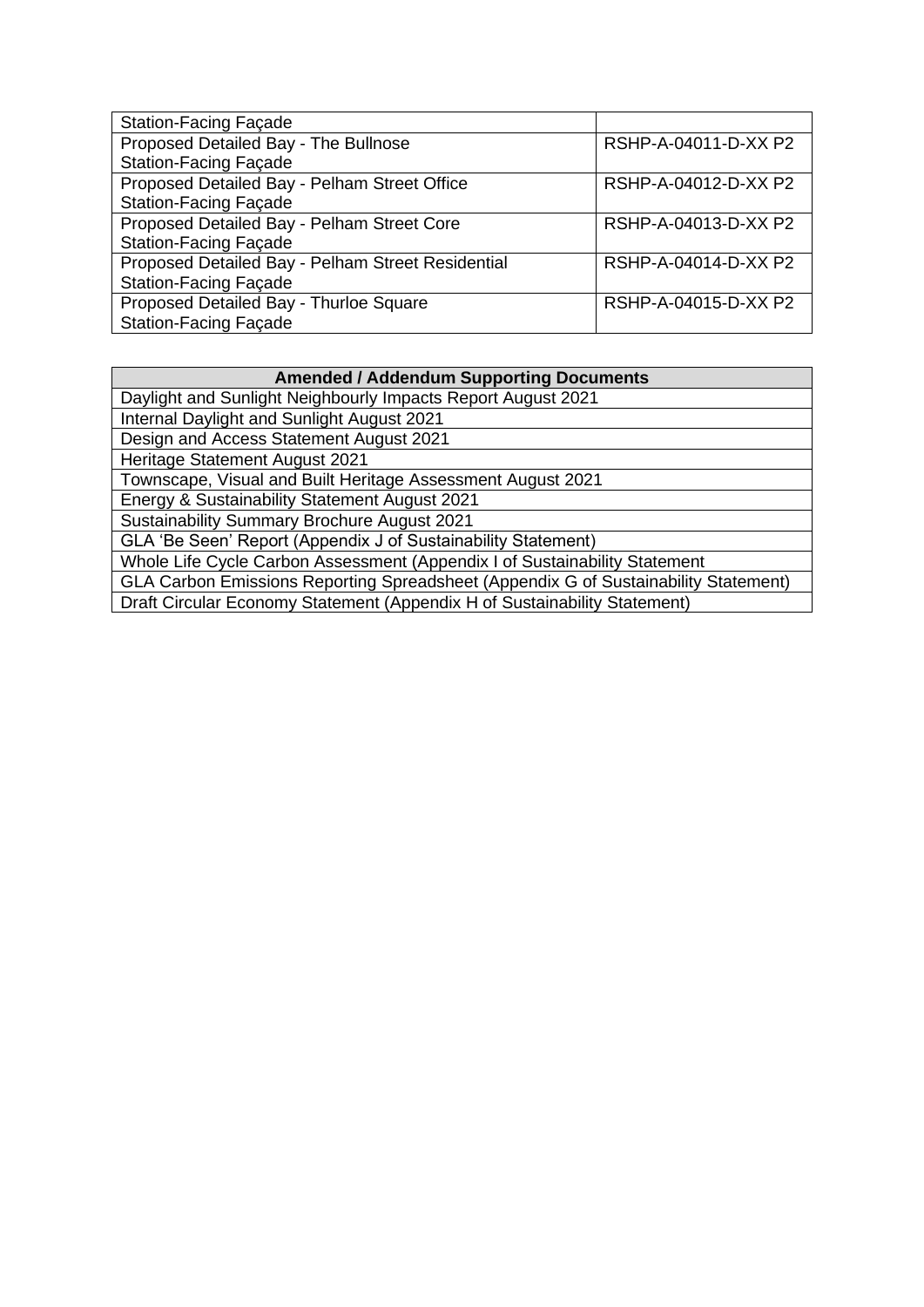| | |
|---|---|
| Station-Facing Façade | |
| Proposed Detailed Bay - The Bullnose<br>Station-Facing Façade | RSHP-A-04011-D-XX P2 |
| Proposed Detailed Bay - Pelham Street Office<br>Station-Facing Façade | RSHP-A-04012-D-XX P2 |
| Proposed Detailed Bay - Pelham Street Core<br>Station-Facing Façade | RSHP-A-04013-D-XX P2 |
| Proposed Detailed Bay - Pelham Street Residential<br>Station-Facing Façade | RSHP-A-04014-D-XX P2 |
| Proposed Detailed Bay - Thurloe Square<br>Station-Facing Façade | RSHP-A-04015-D-XX P2 |

| **Amended / Addendum Supporting Documents** |
|---|
| Daylight and Sunlight Neighbourly Impacts Report August 2021 |
| Internal Daylight and Sunlight August 2021 |
| Design and Access Statement August 2021 |
| Heritage Statement August 2021 |
| Townscape, Visual and Built Heritage Assessment August 2021 |
| Energy & Sustainability Statement August 2021 |
| Sustainability Summary Brochure August 2021 |
| GLA 'Be Seen' Report (Appendix J of Sustainability Statement) |
| Whole Life Cycle Carbon Assessment (Appendix I of Sustainability Statement |
| GLA Carbon Emissions Reporting Spreadsheet (Appendix G of Sustainability Statement) |
| Draft Circular Economy Statement (Appendix H of Sustainability Statement) |